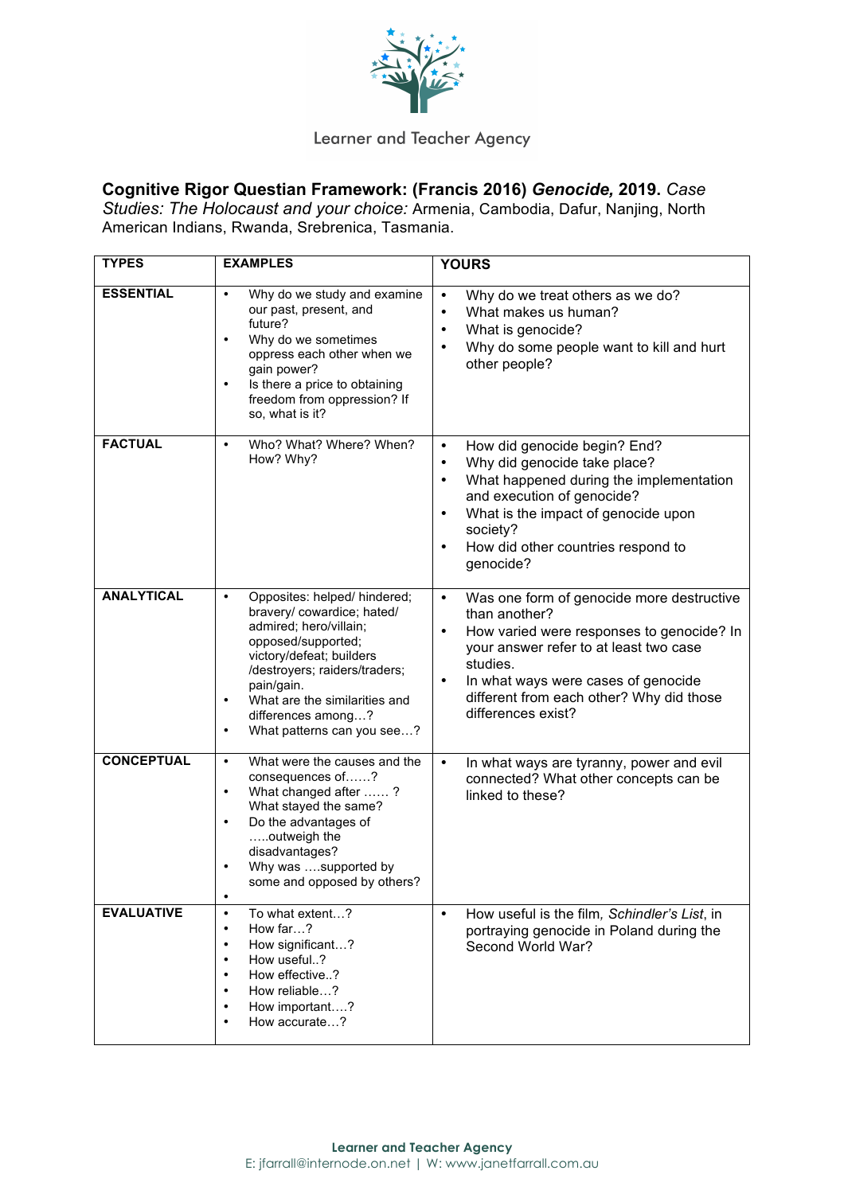Learner and Teacher Agency

**Cognitive Rigor Questian Framework: (Francis 2016) *Genocide,* 2019.** *Case Studies: The Holocaust and your choice:* Armenia, Cambodia, Dafur, Nanjing, North American Indians, Rwanda, Srebrenica, Tasmania.

| TYPES | EXAMPLES | YOURS |
|---|---|---|
| **ESSENTIAL** | • Why do we study and examine our past, present, and future?<br>• Why do we sometimes oppress each other when we gain power?<br>• Is there a price to obtaining freedom from oppression? If so, what is it? | • Why do we treat others as we do?<br>• What makes us human?<br>• What is genocide?<br>• Why do some people want to kill and hurt other people? |
| **FACTUAL** | • Who? What? Where? When? How? Why? | • How did genocide begin? End?<br>• Why did genocide take place?<br>• What happened during the implementation and execution of genocide?<br>• What is the impact of genocide upon society?<br>• How did other countries respond to genocide? |
| **ANALYTICAL** | • Opposites: helped/ hindered; bravery/ cowardice; hated/ admired; hero/villain; opposed/supported; victory/defeat; builders /destroyers; raiders/traders; pain/gain.<br>• What are the similarities and differences among…?<br>• What patterns can you see…? | • Was one form of genocide more destructive than another?<br>• How varied were responses to genocide? In your answer refer to at least two case studies.<br>• In what ways were cases of genocide different from each other? Why did those differences exist? |
| **CONCEPTUAL** | • What were the causes and the consequences of……?<br>• What changed after …… ? What stayed the same?<br>• Do the advantages of …..outweigh the disadvantages?<br>• Why was ….supported by some and opposed by others?<br>• | • In what ways are tyranny, power and evil connected? What other concepts can be linked to these? |
| **EVALUATIVE** | • To what extent…?<br>• How far…?<br>• How significant…?<br>• How useful..?<br>• How effective..?<br>• How reliable…?<br>• How important….?<br>• How accurate…? | • How useful is the film, *Schindler's List*, in portraying genocide in Poland during the Second World War? |

**Learner and Teacher Agency**
E: jfarrall@internode.on.net | W: www.janetfarrall.com.au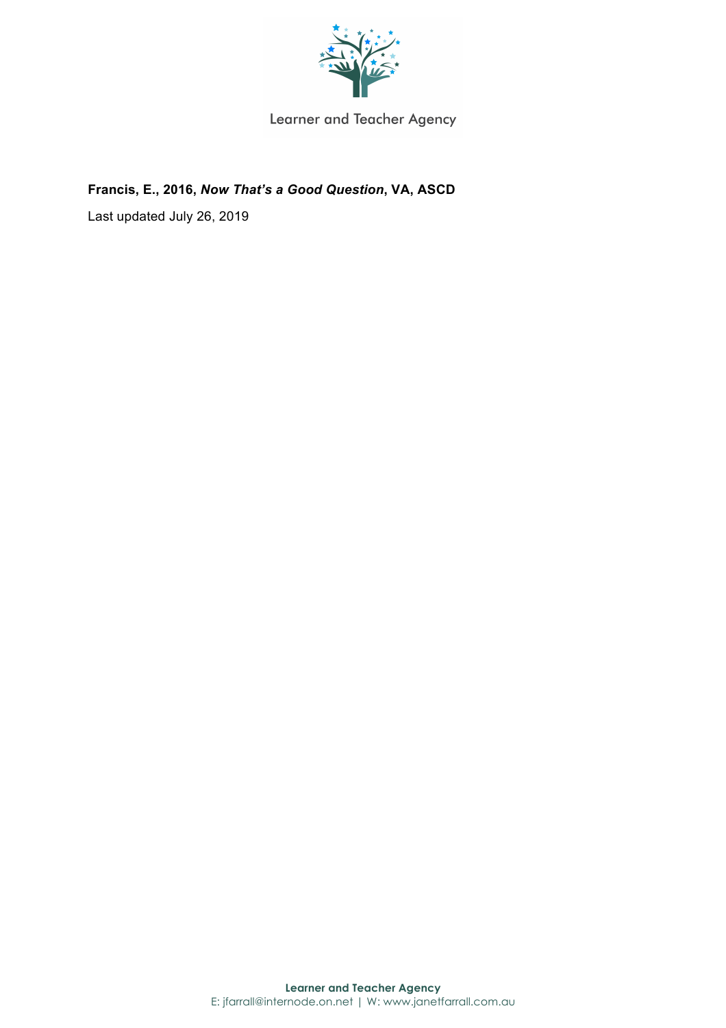**Francis, E., 2016, *Now That's a Good Question*, VA, ASCD**

Last updated July 26, 2019